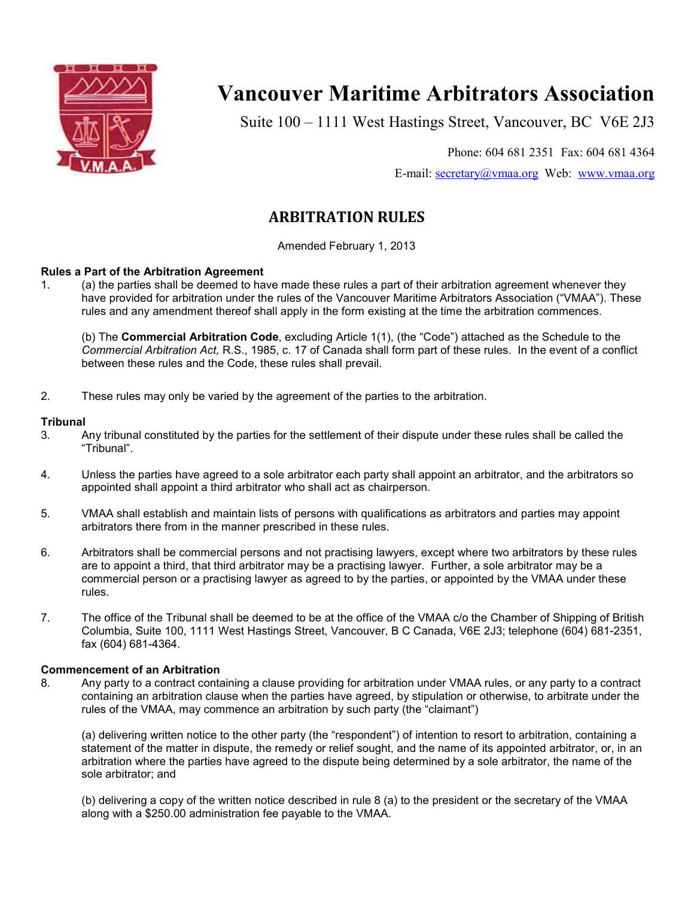# Vancouver Maritime Arbitrators Association

Suite 100 – 1111 West Hastings Street, Vancouver, BC V6E 2J3

Phone: 604 681 2351 Fax: 604 681 4364

E-mail: secretary@vmaa.org Web: www.vmaa.org

## ARBITRATION RULES

Amended February 1, 2013

### Rules a Part of the Arbitration Agreement

1. (a) the parties shall be deemed to have made these rules a part of their arbitration agreement whenever they have provided for arbitration under the rules of the Vancouver Maritime Arbitrators Association ("VMAA"). These rules and any amendment thereof shall apply in the form existing at the time the arbitration commences.

   (b) The **Commercial Arbitration Code**, excluding Article 1(1), (the "Code") attached as the Schedule to the *Commercial Arbitration Act,* R.S., 1985, c. 17 of Canada shall form part of these rules. In the event of a conflict between these rules and the Code, these rules shall prevail.

2. These rules may only be varied by the agreement of the parties to the arbitration.

### Tribunal

3. Any tribunal constituted by the parties for the settlement of their dispute under these rules shall be called the "Tribunal".

4. Unless the parties have agreed to a sole arbitrator each party shall appoint an arbitrator, and the arbitrators so appointed shall appoint a third arbitrator who shall act as chairperson.

5. VMAA shall establish and maintain lists of persons with qualifications as arbitrators and parties may appoint arbitrators there from in the manner prescribed in these rules.

6. Arbitrators shall be commercial persons and not practising lawyers, except where two arbitrators by these rules are to appoint a third, that third arbitrator may be a practising lawyer. Further, a sole arbitrator may be a commercial person or a practising lawyer as agreed to by the parties, or appointed by the VMAA under these rules.

7. The office of the Tribunal shall be deemed to be at the office of the VMAA c/o the Chamber of Shipping of British Columbia, Suite 100, 1111 West Hastings Street, Vancouver, B C Canada, V6E 2J3; telephone (604) 681-2351, fax (604) 681-4364.

### Commencement of an Arbitration

8. Any party to a contract containing a clause providing for arbitration under VMAA rules, or any party to a contract containing an arbitration clause when the parties have agreed, by stipulation or otherwise, to arbitrate under the rules of the VMAA, may commence an arbitration by such party (the "claimant")

   (a) delivering written notice to the other party (the "respondent") of intention to resort to arbitration, containing a statement of the matter in dispute, the remedy or relief sought, and the name of its appointed arbitrator, or, in an arbitration where the parties have agreed to the dispute being determined by a sole arbitrator, the name of the sole arbitrator; and

   (b) delivering a copy of the written notice described in rule 8 (a) to the president or the secretary of the VMAA along with a $250.00 administration fee payable to the VMAA.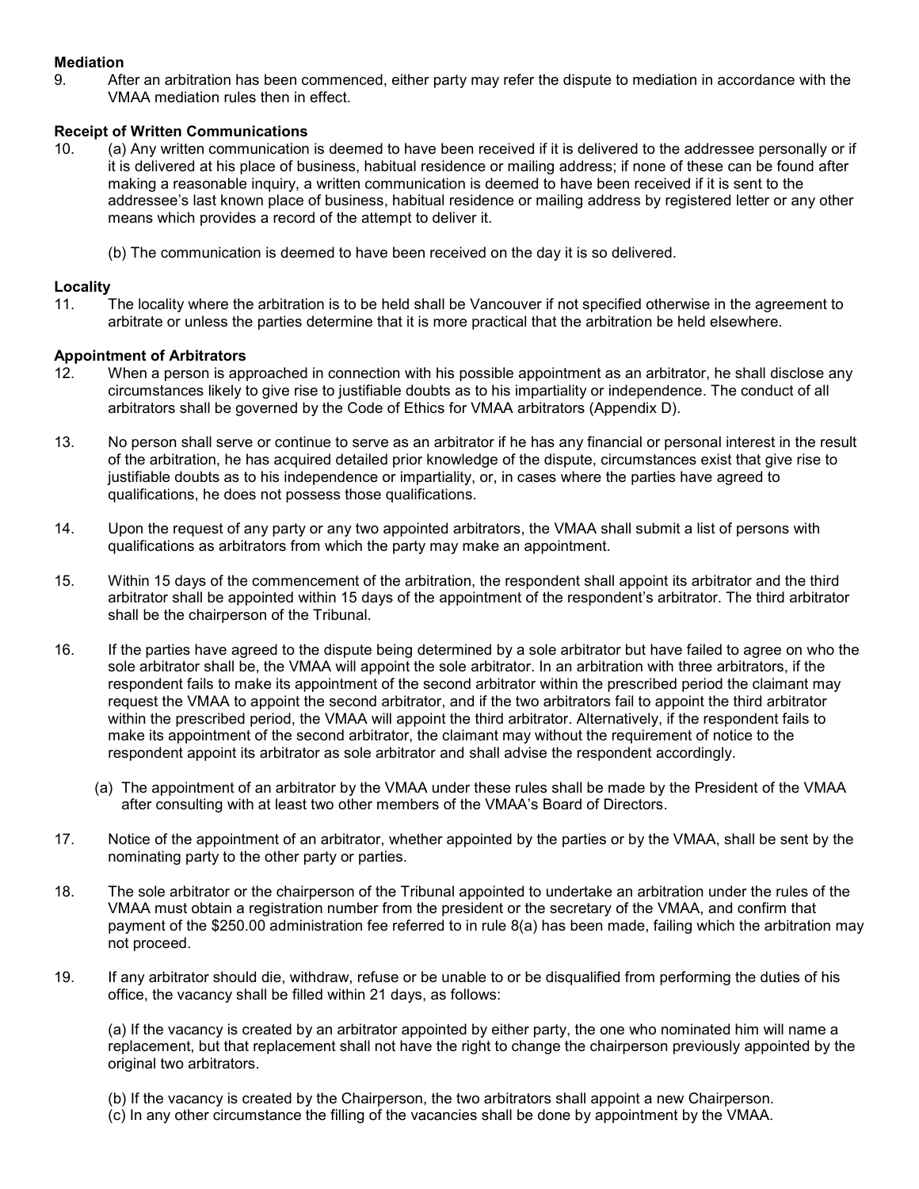**Mediation**

9. After an arbitration has been commenced, either party may refer the dispute to mediation in accordance with the VMAA mediation rules then in effect.

**Receipt of Written Communications**

10. (a) Any written communication is deemed to have been received if it is delivered to the addressee personally or if it is delivered at his place of business, habitual residence or mailing address; if none of these can be found after making a reasonable inquiry, a written communication is deemed to have been received if it is sent to the addressee's last known place of business, habitual residence or mailing address by registered letter or any other means which provides a record of the attempt to deliver it.

    (b) The communication is deemed to have been received on the day it is so delivered.

**Locality**

11. The locality where the arbitration is to be held shall be Vancouver if not specified otherwise in the agreement to arbitrate or unless the parties determine that it is more practical that the arbitration be held elsewhere.

**Appointment of Arbitrators**

12. When a person is approached in connection with his possible appointment as an arbitrator, he shall disclose any circumstances likely to give rise to justifiable doubts as to his impartiality or independence. The conduct of all arbitrators shall be governed by the Code of Ethics for VMAA arbitrators (Appendix D).

13. No person shall serve or continue to serve as an arbitrator if he has any financial or personal interest in the result of the arbitration, he has acquired detailed prior knowledge of the dispute, circumstances exist that give rise to justifiable doubts as to his independence or impartiality, or, in cases where the parties have agreed to qualifications, he does not possess those qualifications.

14. Upon the request of any party or any two appointed arbitrators, the VMAA shall submit a list of persons with qualifications as arbitrators from which the party may make an appointment.

15. Within 15 days of the commencement of the arbitration, the respondent shall appoint its arbitrator and the third arbitrator shall be appointed within 15 days of the appointment of the respondent's arbitrator. The third arbitrator shall be the chairperson of the Tribunal.

16. If the parties have agreed to the dispute being determined by a sole arbitrator but have failed to agree on who the sole arbitrator shall be, the VMAA will appoint the sole arbitrator. In an arbitration with three arbitrators, if the respondent fails to make its appointment of the second arbitrator within the prescribed period the claimant may request the VMAA to appoint the second arbitrator, and if the two arbitrators fail to appoint the third arbitrator within the prescribed period, the VMAA will appoint the third arbitrator. Alternatively, if the respondent fails to make its appointment of the second arbitrator, the claimant may without the requirement of notice to the respondent appoint its arbitrator as sole arbitrator and shall advise the respondent accordingly.

    (a) The appointment of an arbitrator by the VMAA under these rules shall be made by the President of the VMAA after consulting with at least two other members of the VMAA's Board of Directors.

17. Notice of the appointment of an arbitrator, whether appointed by the parties or by the VMAA, shall be sent by the nominating party to the other party or parties.

18. The sole arbitrator or the chairperson of the Tribunal appointed to undertake an arbitration under the rules of the VMAA must obtain a registration number from the president or the secretary of the VMAA, and confirm that payment of the $250.00 administration fee referred to in rule 8(a) has been made, failing which the arbitration may not proceed.

19. If any arbitrator should die, withdraw, refuse or be unable to or be disqualified from performing the duties of his office, the vacancy shall be filled within 21 days, as follows:

    (a) If the vacancy is created by an arbitrator appointed by either party, the one who nominated him will name a replacement, but that replacement shall not have the right to change the chairperson previously appointed by the original two arbitrators.

    (b) If the vacancy is created by the Chairperson, the two arbitrators shall appoint a new Chairperson.

    (c) In any other circumstance the filling of the vacancies shall be done by appointment by the VMAA.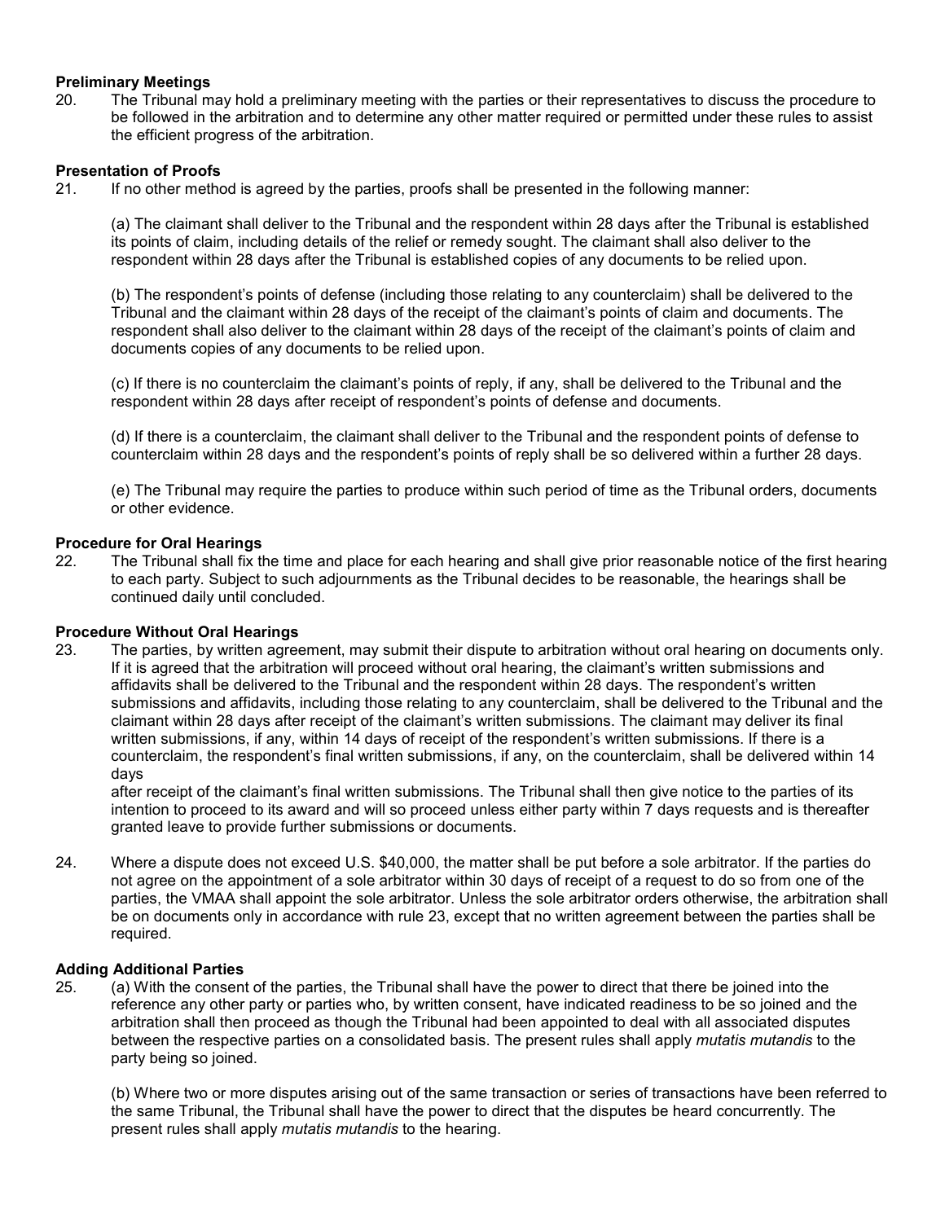**Preliminary Meetings**

20. The Tribunal may hold a preliminary meeting with the parties or their representatives to discuss the procedure to be followed in the arbitration and to determine any other matter required or permitted under these rules to assist the efficient progress of the arbitration.

**Presentation of Proofs**

21. If no other method is agreed by the parties, proofs shall be presented in the following manner:

(a) The claimant shall deliver to the Tribunal and the respondent within 28 days after the Tribunal is established its points of claim, including details of the relief or remedy sought. The claimant shall also deliver to the respondent within 28 days after the Tribunal is established copies of any documents to be relied upon.

(b) The respondent's points of defense (including those relating to any counterclaim) shall be delivered to the Tribunal and the claimant within 28 days of the receipt of the claimant's points of claim and documents. The respondent shall also deliver to the claimant within 28 days of the receipt of the claimant's points of claim and documents copies of any documents to be relied upon.

(c) If there is no counterclaim the claimant's points of reply, if any, shall be delivered to the Tribunal and the respondent within 28 days after receipt of respondent's points of defense and documents.

(d) If there is a counterclaim, the claimant shall deliver to the Tribunal and the respondent points of defense to counterclaim within 28 days and the respondent's points of reply shall be so delivered within a further 28 days.

(e) The Tribunal may require the parties to produce within such period of time as the Tribunal orders, documents or other evidence.

**Procedure for Oral Hearings**

22. The Tribunal shall fix the time and place for each hearing and shall give prior reasonable notice of the first hearing to each party. Subject to such adjournments as the Tribunal decides to be reasonable, the hearings shall be continued daily until concluded.

**Procedure Without Oral Hearings**

23. The parties, by written agreement, may submit their dispute to arbitration without oral hearing on documents only. If it is agreed that the arbitration will proceed without oral hearing, the claimant's written submissions and affidavits shall be delivered to the Tribunal and the respondent within 28 days. The respondent's written submissions and affidavits, including those relating to any counterclaim, shall be delivered to the Tribunal and the claimant within 28 days after receipt of the claimant's written submissions. The claimant may deliver its final written submissions, if any, within 14 days of receipt of the respondent's written submissions. If there is a counterclaim, the respondent's final written submissions, if any, on the counterclaim, shall be delivered within 14 days after receipt of the claimant's final written submissions. The Tribunal shall then give notice to the parties of its intention to proceed to its award and will so proceed unless either party within 7 days requests and is thereafter granted leave to provide further submissions or documents.

24. Where a dispute does not exceed U.S. $40,000, the matter shall be put before a sole arbitrator. If the parties do not agree on the appointment of a sole arbitrator within 30 days of receipt of a request to do so from one of the parties, the VMAA shall appoint the sole arbitrator. Unless the sole arbitrator orders otherwise, the arbitration shall be on documents only in accordance with rule 23, except that no written agreement between the parties shall be required.

**Adding Additional Parties**

25. (a) With the consent of the parties, the Tribunal shall have the power to direct that there be joined into the reference any other party or parties who, by written consent, have indicated readiness to be so joined and the arbitration shall then proceed as though the Tribunal had been appointed to deal with all associated disputes between the respective parties on a consolidated basis. The present rules shall apply *mutatis mutandis* to the party being so joined.

(b) Where two or more disputes arising out of the same transaction or series of transactions have been referred to the same Tribunal, the Tribunal shall have the power to direct that the disputes be heard concurrently. The present rules shall apply *mutatis mutandis* to the hearing.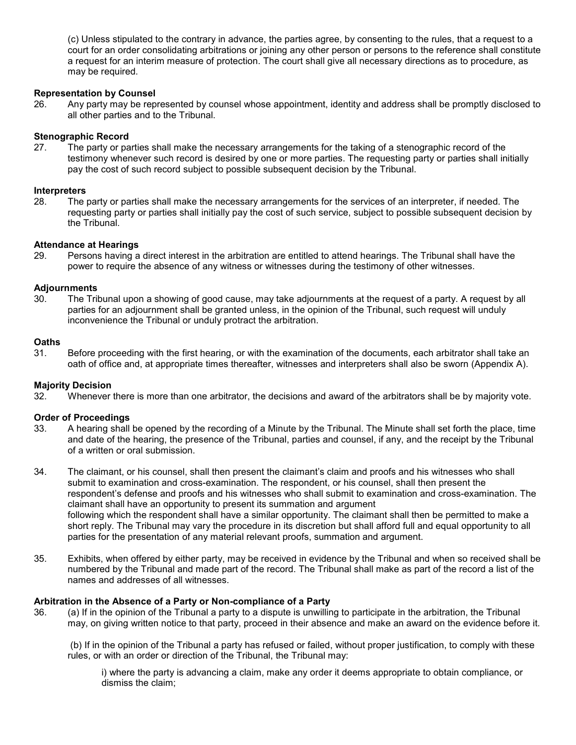(c) Unless stipulated to the contrary in advance, the parties agree, by consenting to the rules, that a request to a court for an order consolidating arbitrations or joining any other person or persons to the reference shall constitute a request for an interim measure of protection. The court shall give all necessary directions as to procedure, as may be required.

**Representation by Counsel**

26. Any party may be represented by counsel whose appointment, identity and address shall be promptly disclosed to all other parties and to the Tribunal.

**Stenographic Record**

27. The party or parties shall make the necessary arrangements for the taking of a stenographic record of the testimony whenever such record is desired by one or more parties. The requesting party or parties shall initially pay the cost of such record subject to possible subsequent decision by the Tribunal.

**Interpreters**

28. The party or parties shall make the necessary arrangements for the services of an interpreter, if needed. The requesting party or parties shall initially pay the cost of such service, subject to possible subsequent decision by the Tribunal.

**Attendance at Hearings**

29. Persons having a direct interest in the arbitration are entitled to attend hearings. The Tribunal shall have the power to require the absence of any witness or witnesses during the testimony of other witnesses.

**Adjournments**

30. The Tribunal upon a showing of good cause, may take adjournments at the request of a party. A request by all parties for an adjournment shall be granted unless, in the opinion of the Tribunal, such request will unduly inconvenience the Tribunal or unduly protract the arbitration.

**Oaths**

31. Before proceeding with the first hearing, or with the examination of the documents, each arbitrator shall take an oath of office and, at appropriate times thereafter, witnesses and interpreters shall also be sworn (Appendix A).

**Majority Decision**

32. Whenever there is more than one arbitrator, the decisions and award of the arbitrators shall be by majority vote.

**Order of Proceedings**

33. A hearing shall be opened by the recording of a Minute by the Tribunal. The Minute shall set forth the place, time and date of the hearing, the presence of the Tribunal, parties and counsel, if any, and the receipt by the Tribunal of a written or oral submission.

34. The claimant, or his counsel, shall then present the claimant's claim and proofs and his witnesses who shall submit to examination and cross-examination. The respondent, or his counsel, shall then present the respondent's defense and proofs and his witnesses who shall submit to examination and cross-examination. The claimant shall have an opportunity to present its summation and argument following which the respondent shall have a similar opportunity. The claimant shall then be permitted to make a short reply. The Tribunal may vary the procedure in its discretion but shall afford full and equal opportunity to all parties for the presentation of any material relevant proofs, summation and argument.

35. Exhibits, when offered by either party, may be received in evidence by the Tribunal and when so received shall be numbered by the Tribunal and made part of the record. The Tribunal shall make as part of the record a list of the names and addresses of all witnesses.

**Arbitration in the Absence of a Party or Non-compliance of a Party**

36. (a) If in the opinion of the Tribunal a party to a dispute is unwilling to participate in the arbitration, the Tribunal may, on giving written notice to that party, proceed in their absence and make an award on the evidence before it.

(b) If in the opinion of the Tribunal a party has refused or failed, without proper justification, to comply with these rules, or with an order or direction of the Tribunal, the Tribunal may:

i) where the party is advancing a claim, make any order it deems appropriate to obtain compliance, or dismiss the claim;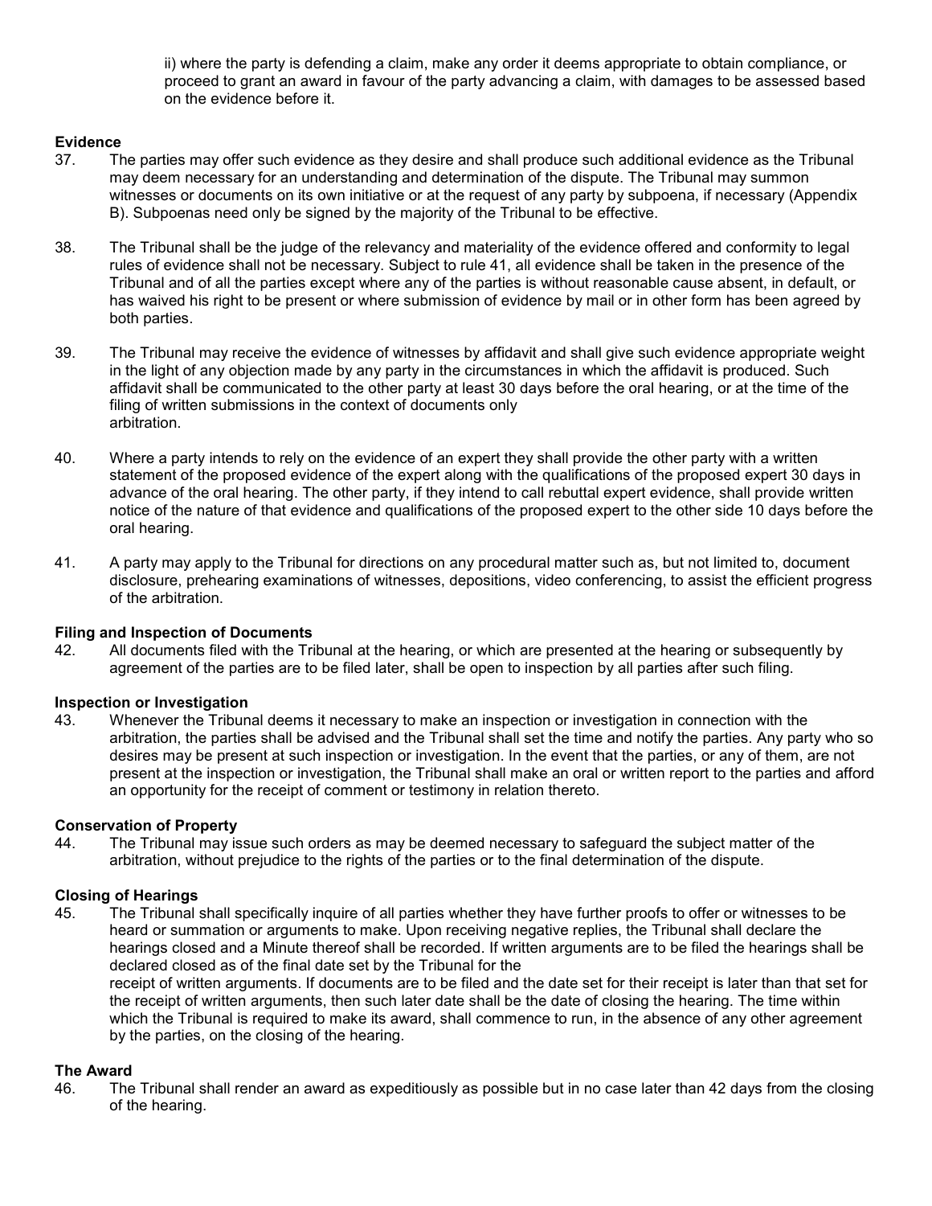ii) where the party is defending a claim, make any order it deems appropriate to obtain compliance, or proceed to grant an award in favour of the party advancing a claim, with damages to be assessed based on the evidence before it.

**Evidence**

37. The parties may offer such evidence as they desire and shall produce such additional evidence as the Tribunal may deem necessary for an understanding and determination of the dispute. The Tribunal may summon witnesses or documents on its own initiative or at the request of any party by subpoena, if necessary (Appendix B). Subpoenas need only be signed by the majority of the Tribunal to be effective.

38. The Tribunal shall be the judge of the relevancy and materiality of the evidence offered and conformity to legal rules of evidence shall not be necessary. Subject to rule 41, all evidence shall be taken in the presence of the Tribunal and of all the parties except where any of the parties is without reasonable cause absent, in default, or has waived his right to be present or where submission of evidence by mail or in other form has been agreed by both parties.

39. The Tribunal may receive the evidence of witnesses by affidavit and shall give such evidence appropriate weight in the light of any objection made by any party in the circumstances in which the affidavit is produced. Such affidavit shall be communicated to the other party at least 30 days before the oral hearing, or at the time of the filing of written submissions in the context of documents only arbitration.

40. Where a party intends to rely on the evidence of an expert they shall provide the other party with a written statement of the proposed evidence of the expert along with the qualifications of the proposed expert 30 days in advance of the oral hearing. The other party, if they intend to call rebuttal expert evidence, shall provide written notice of the nature of that evidence and qualifications of the proposed expert to the other side 10 days before the oral hearing.

41. A party may apply to the Tribunal for directions on any procedural matter such as, but not limited to, document disclosure, prehearing examinations of witnesses, depositions, video conferencing, to assist the efficient progress of the arbitration.

**Filing and Inspection of Documents**

42. All documents filed with the Tribunal at the hearing, or which are presented at the hearing or subsequently by agreement of the parties are to be filed later, shall be open to inspection by all parties after such filing.

**Inspection or Investigation**

43. Whenever the Tribunal deems it necessary to make an inspection or investigation in connection with the arbitration, the parties shall be advised and the Tribunal shall set the time and notify the parties. Any party who so desires may be present at such inspection or investigation. In the event that the parties, or any of them, are not present at the inspection or investigation, the Tribunal shall make an oral or written report to the parties and afford an opportunity for the receipt of comment or testimony in relation thereto.

**Conservation of Property**

44. The Tribunal may issue such orders as may be deemed necessary to safeguard the subject matter of the arbitration, without prejudice to the rights of the parties or to the final determination of the dispute.

**Closing of Hearings**

45. The Tribunal shall specifically inquire of all parties whether they have further proofs to offer or witnesses to be heard or summation or arguments to make. Upon receiving negative replies, the Tribunal shall declare the hearings closed and a Minute thereof shall be recorded. If written arguments are to be filed the hearings shall be declared closed as of the final date set by the Tribunal for the receipt of written arguments. If documents are to be filed and the date set for their receipt is later than that set for the receipt of written arguments, then such later date shall be the date of closing the hearing. The time within which the Tribunal is required to make its award, shall commence to run, in the absence of any other agreement by the parties, on the closing of the hearing.

**The Award**

46. The Tribunal shall render an award as expeditiously as possible but in no case later than 42 days from the closing of the hearing.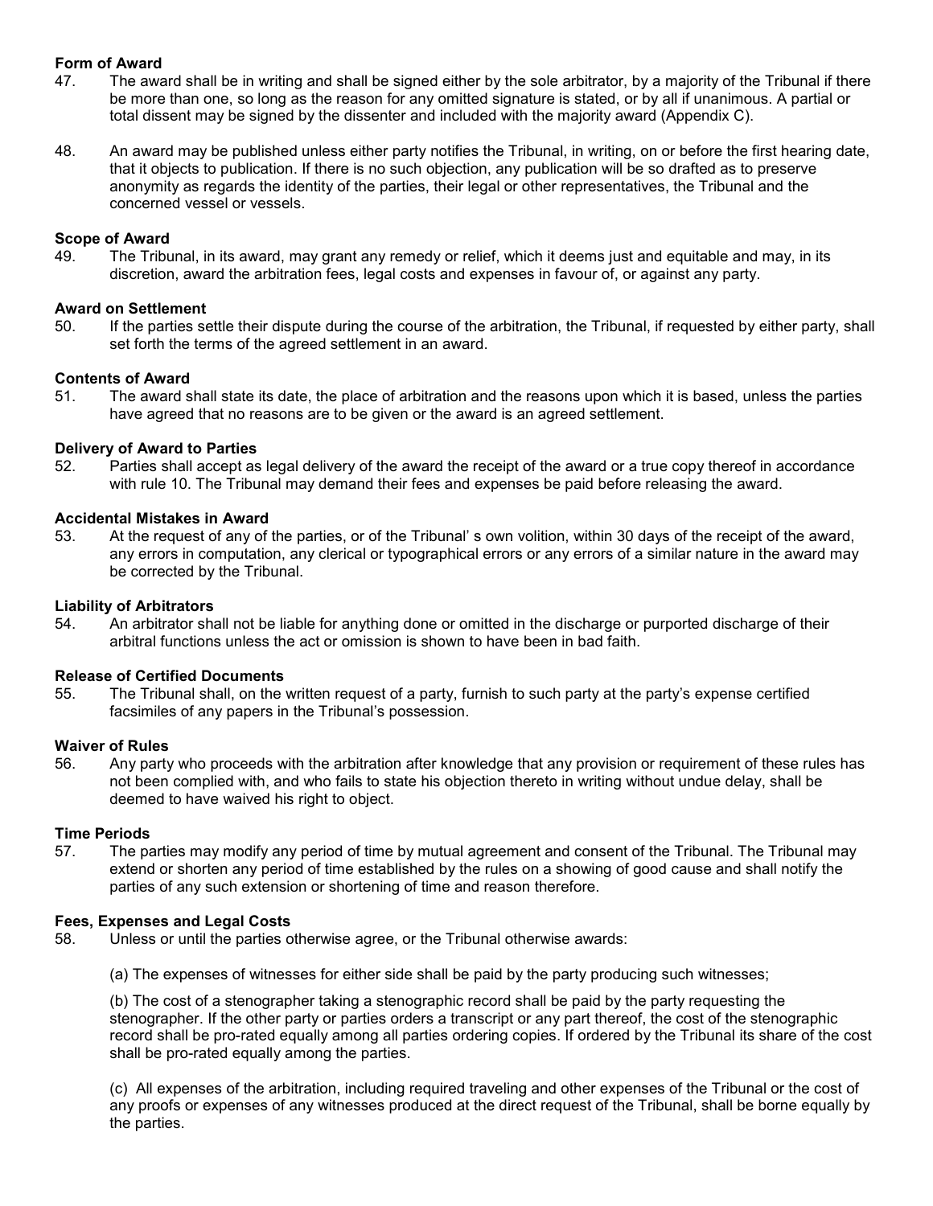**Form of Award**

47. The award shall be in writing and shall be signed either by the sole arbitrator, by a majority of the Tribunal if there be more than one, so long as the reason for any omitted signature is stated, or by all if unanimous. A partial or total dissent may be signed by the dissenter and included with the majority award (Appendix C).

48. An award may be published unless either party notifies the Tribunal, in writing, on or before the first hearing date, that it objects to publication. If there is no such objection, any publication will be so drafted as to preserve anonymity as regards the identity of the parties, their legal or other representatives, the Tribunal and the concerned vessel or vessels.

**Scope of Award**

49. The Tribunal, in its award, may grant any remedy or relief, which it deems just and equitable and may, in its discretion, award the arbitration fees, legal costs and expenses in favour of, or against any party.

**Award on Settlement**

50. If the parties settle their dispute during the course of the arbitration, the Tribunal, if requested by either party, shall set forth the terms of the agreed settlement in an award.

**Contents of Award**

51. The award shall state its date, the place of arbitration and the reasons upon which it is based, unless the parties have agreed that no reasons are to be given or the award is an agreed settlement.

**Delivery of Award to Parties**

52. Parties shall accept as legal delivery of the award the receipt of the award or a true copy thereof in accordance with rule 10. The Tribunal may demand their fees and expenses be paid before releasing the award.

**Accidental Mistakes in Award**

53. At the request of any of the parties, or of the Tribunal' s own volition, within 30 days of the receipt of the award, any errors in computation, any clerical or typographical errors or any errors of a similar nature in the award may be corrected by the Tribunal.

**Liability of Arbitrators**

54. An arbitrator shall not be liable for anything done or omitted in the discharge or purported discharge of their arbitral functions unless the act or omission is shown to have been in bad faith.

**Release of Certified Documents**

55. The Tribunal shall, on the written request of a party, furnish to such party at the party's expense certified facsimiles of any papers in the Tribunal's possession.

**Waiver of Rules**

56. Any party who proceeds with the arbitration after knowledge that any provision or requirement of these rules has not been complied with, and who fails to state his objection thereto in writing without undue delay, shall be deemed to have waived his right to object.

**Time Periods**

57. The parties may modify any period of time by mutual agreement and consent of the Tribunal. The Tribunal may extend or shorten any period of time established by the rules on a showing of good cause and shall notify the parties of any such extension or shortening of time and reason therefore.

**Fees, Expenses and Legal Costs**

58. Unless or until the parties otherwise agree, or the Tribunal otherwise awards:

(a) The expenses of witnesses for either side shall be paid by the party producing such witnesses;

(b) The cost of a stenographer taking a stenographic record shall be paid by the party requesting the stenographer. If the other party or parties orders a transcript or any part thereof, the cost of the stenographic record shall be pro-rated equally among all parties ordering copies. If ordered by the Tribunal its share of the cost shall be pro-rated equally among the parties.

(c) All expenses of the arbitration, including required traveling and other expenses of the Tribunal or the cost of any proofs or expenses of any witnesses produced at the direct request of the Tribunal, shall be borne equally by the parties.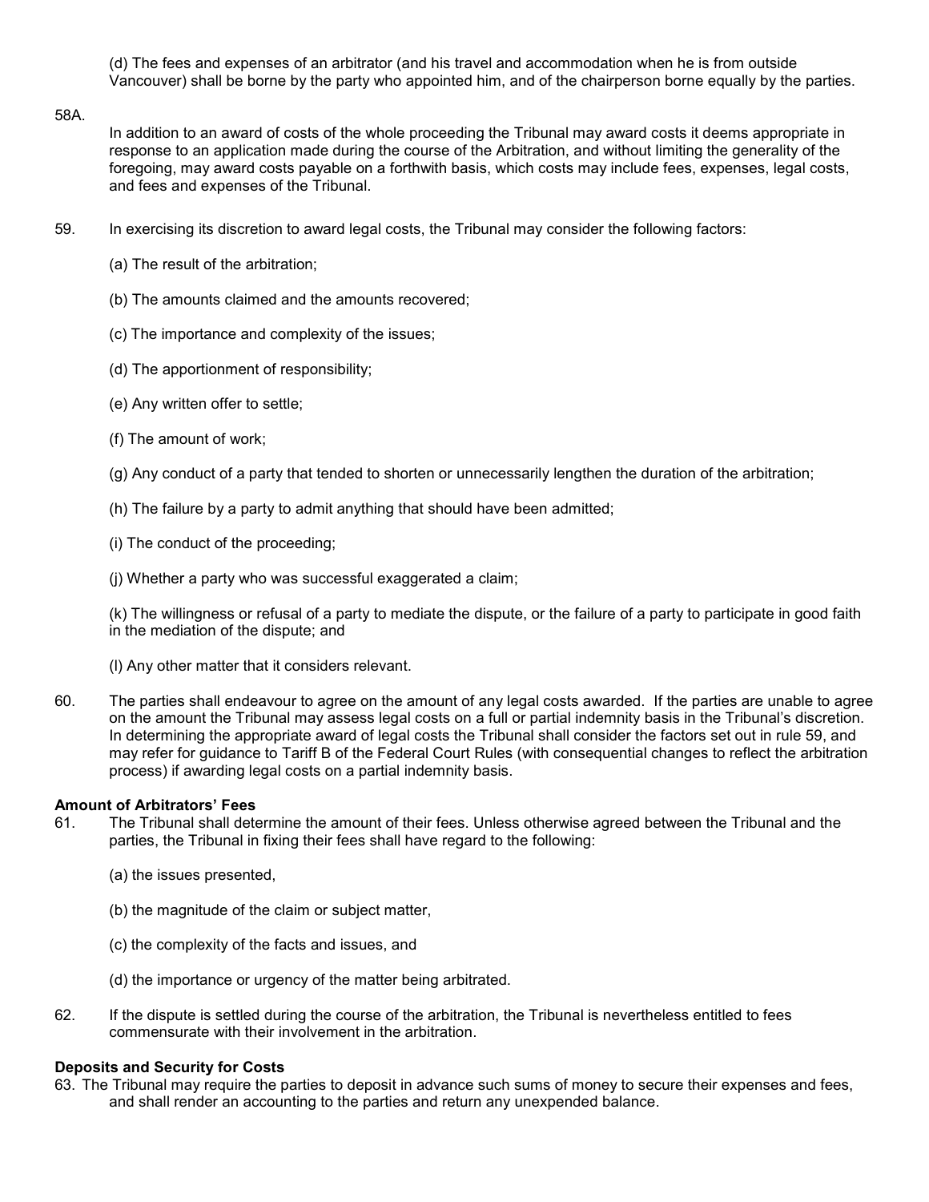(d) The fees and expenses of an arbitrator (and his travel and accommodation when he is from outside Vancouver) shall be borne by the party who appointed him, and of the chairperson borne equally by the parties.

58A.

In addition to an award of costs of the whole proceeding the Tribunal may award costs it deems appropriate in response to an application made during the course of the Arbitration, and without limiting the generality of the foregoing, may award costs payable on a forthwith basis, which costs may include fees, expenses, legal costs, and fees and expenses of the Tribunal.

59. In exercising its discretion to award legal costs, the Tribunal may consider the following factors:

(a) The result of the arbitration;

(b) The amounts claimed and the amounts recovered;

(c) The importance and complexity of the issues;

(d) The apportionment of responsibility;

(e) Any written offer to settle;

(f) The amount of work;

(g) Any conduct of a party that tended to shorten or unnecessarily lengthen the duration of the arbitration;

(h) The failure by a party to admit anything that should have been admitted;

(i) The conduct of the proceeding;

(j) Whether a party who was successful exaggerated a claim;

(k) The willingness or refusal of a party to mediate the dispute, or the failure of a party to participate in good faith in the mediation of the dispute; and

(l) Any other matter that it considers relevant.

60. The parties shall endeavour to agree on the amount of any legal costs awarded. If the parties are unable to agree on the amount the Tribunal may assess legal costs on a full or partial indemnity basis in the Tribunal's discretion. In determining the appropriate award of legal costs the Tribunal shall consider the factors set out in rule 59, and may refer for guidance to Tariff B of the Federal Court Rules (with consequential changes to reflect the arbitration process) if awarding legal costs on a partial indemnity basis.

**Amount of Arbitrators' Fees**

61. The Tribunal shall determine the amount of their fees. Unless otherwise agreed between the Tribunal and the parties, the Tribunal in fixing their fees shall have regard to the following:

(a) the issues presented,

(b) the magnitude of the claim or subject matter,

(c) the complexity of the facts and issues, and

(d) the importance or urgency of the matter being arbitrated.

62. If the dispute is settled during the course of the arbitration, the Tribunal is nevertheless entitled to fees commensurate with their involvement in the arbitration.

**Deposits and Security for Costs**

63. The Tribunal may require the parties to deposit in advance such sums of money to secure their expenses and fees, and shall render an accounting to the parties and return any unexpended balance.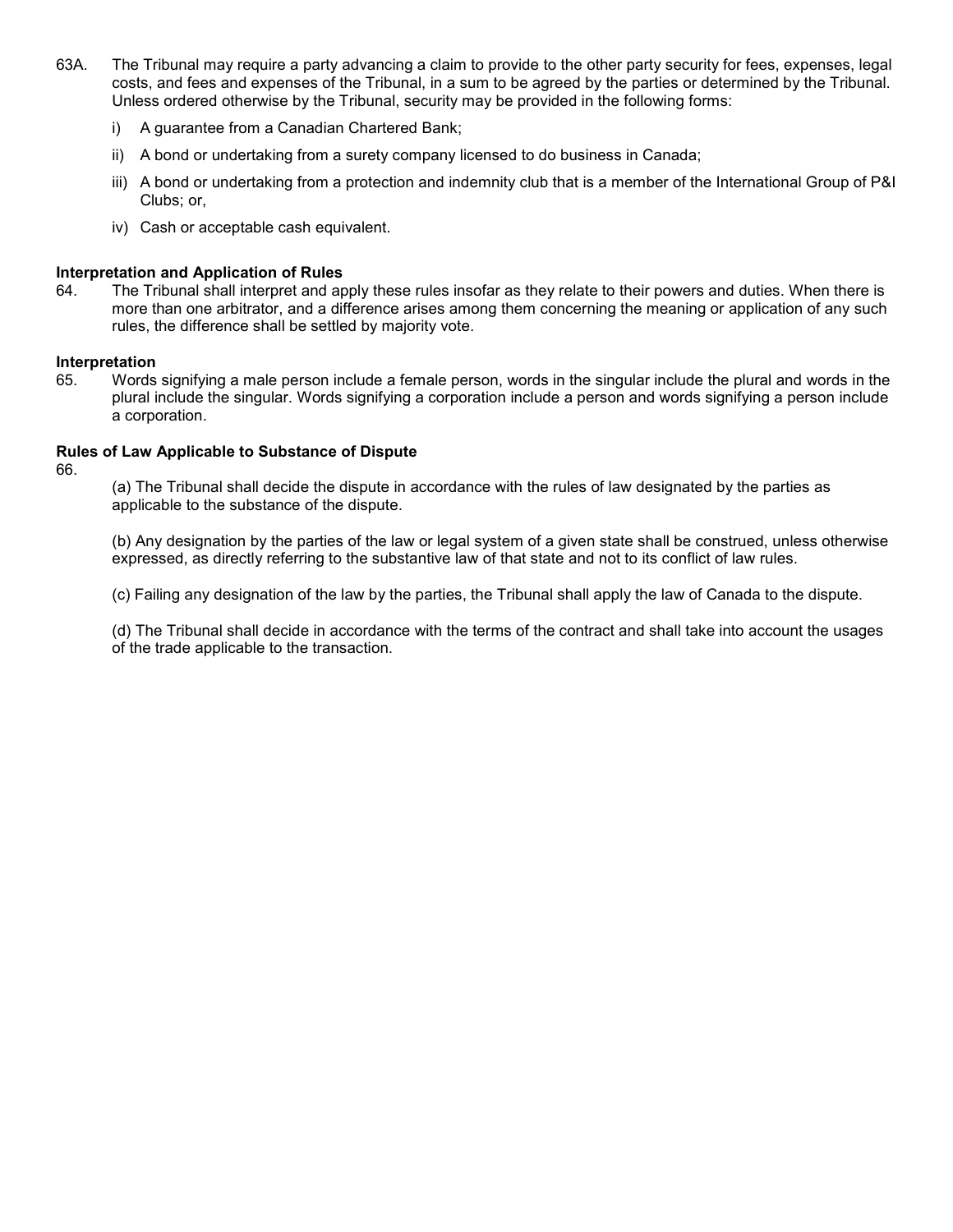63A. The Tribunal may require a party advancing a claim to provide to the other party security for fees, expenses, legal costs, and fees and expenses of the Tribunal, in a sum to be agreed by the parties or determined by the Tribunal. Unless ordered otherwise by the Tribunal, security may be provided in the following forms:

i) A guarantee from a Canadian Chartered Bank;

ii) A bond or undertaking from a surety company licensed to do business in Canada;

iii) A bond or undertaking from a protection and indemnity club that is a member of the International Group of P&I Clubs; or,

iv) Cash or acceptable cash equivalent.

**Interpretation and Application of Rules**

64. The Tribunal shall interpret and apply these rules insofar as they relate to their powers and duties. When there is more than one arbitrator, and a difference arises among them concerning the meaning or application of any such rules, the difference shall be settled by majority vote.

**Interpretation**

65. Words signifying a male person include a female person, words in the singular include the plural and words in the plural include the singular. Words signifying a corporation include a person and words signifying a person include a corporation.

**Rules of Law Applicable to Substance of Dispute**

66.

(a) The Tribunal shall decide the dispute in accordance with the rules of law designated by the parties as applicable to the substance of the dispute.

(b) Any designation by the parties of the law or legal system of a given state shall be construed, unless otherwise expressed, as directly referring to the substantive law of that state and not to its conflict of law rules.

(c) Failing any designation of the law by the parties, the Tribunal shall apply the law of Canada to the dispute.

(d) The Tribunal shall decide in accordance with the terms of the contract and shall take into account the usages of the trade applicable to the transaction.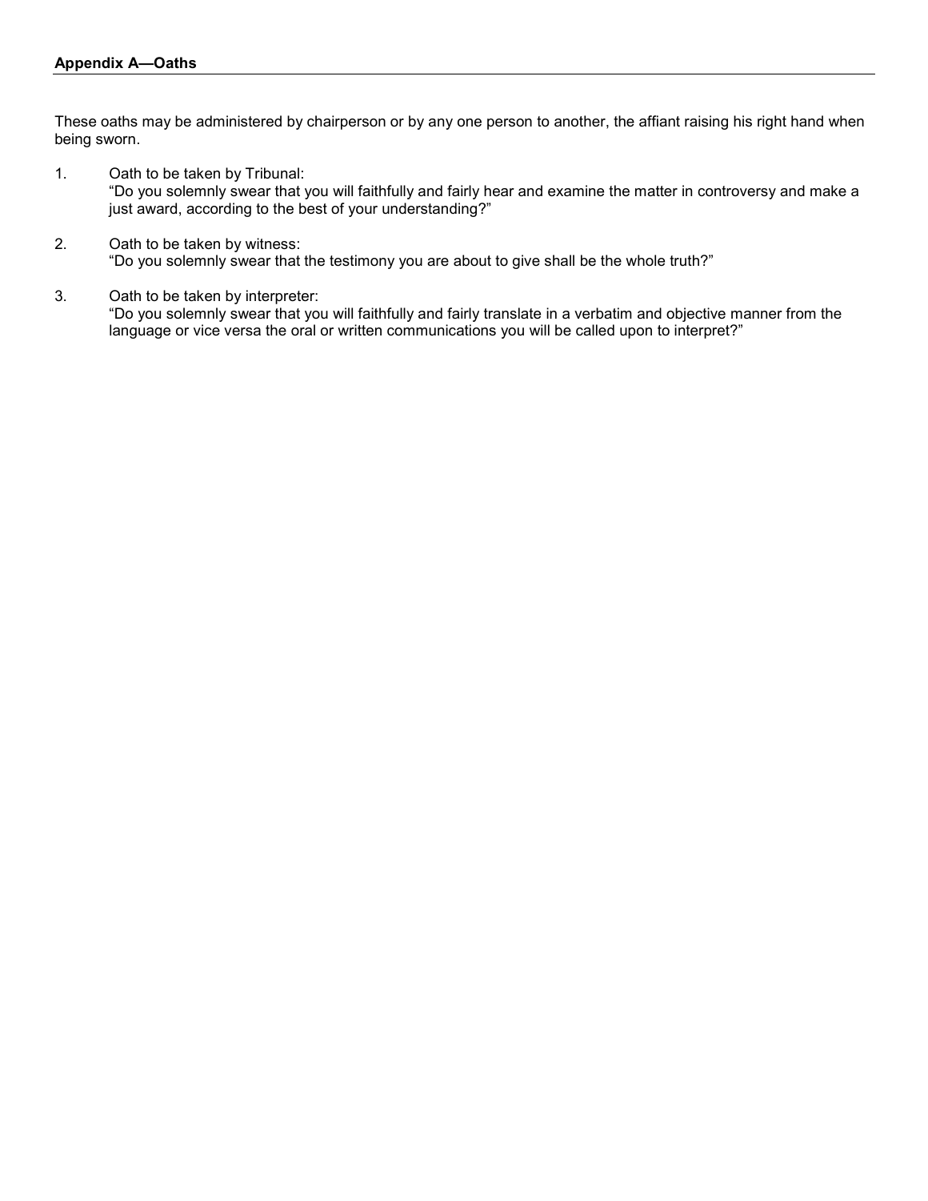**Appendix A—Oaths**

These oaths may be administered by chairperson or by any one person to another, the affiant raising his right hand when being sworn.

1. Oath to be taken by Tribunal:
   "Do you solemnly swear that you will faithfully and fairly hear and examine the matter in controversy and make a just award, according to the best of your understanding?"

2. Oath to be taken by witness:
   "Do you solemnly swear that the testimony you are about to give shall be the whole truth?"

3. Oath to be taken by interpreter:
   "Do you solemnly swear that you will faithfully and fairly translate in a verbatim and objective manner from the language or vice versa the oral or written communications you will be called upon to interpret?"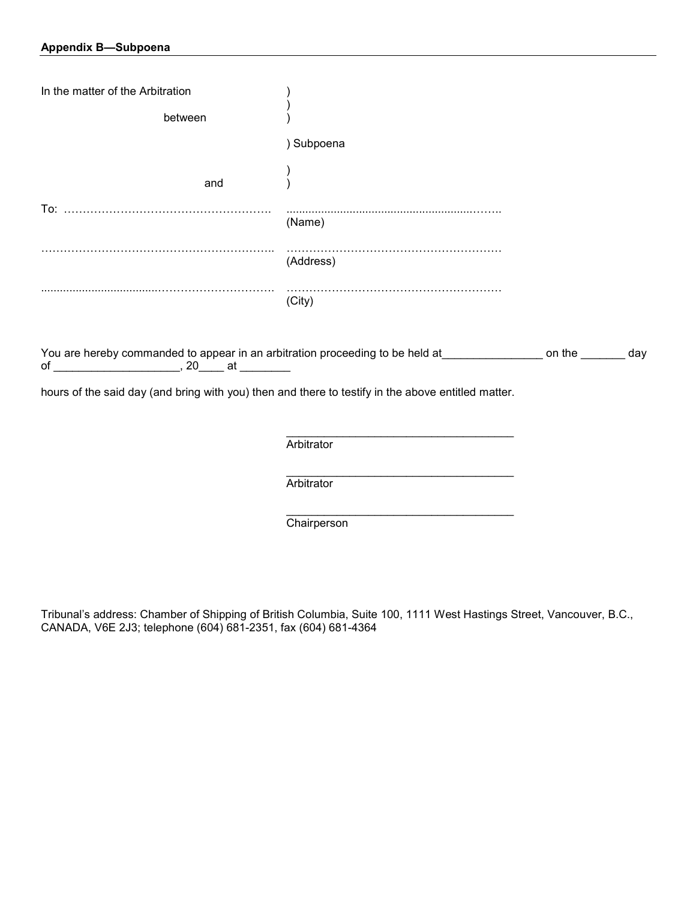**Appendix B—Subpoena**

In the matter of the Arbitration )
)
between )

) Subpoena

)
and )

To: ………………………………………………. ………………………………………………………..
(Name)

…………………………………………………….. ………………………………………………….
(Address)

…………………………………………………………. ………………………………………………….
(City)

You are hereby commanded to appear in an arbitration proceeding to be held at________________ on the _______ day of ____________________, 20____ at ________

hours of the said day (and bring with you) then and there to testify in the above entitled matter.

_____________________________________
Arbitrator

_____________________________________
Arbitrator

_____________________________________
Chairperson

Tribunal's address: Chamber of Shipping of British Columbia, Suite 100, 1111 West Hastings Street, Vancouver, B.C., CANADA, V6E 2J3; telephone (604) 681-2351, fax (604) 681-4364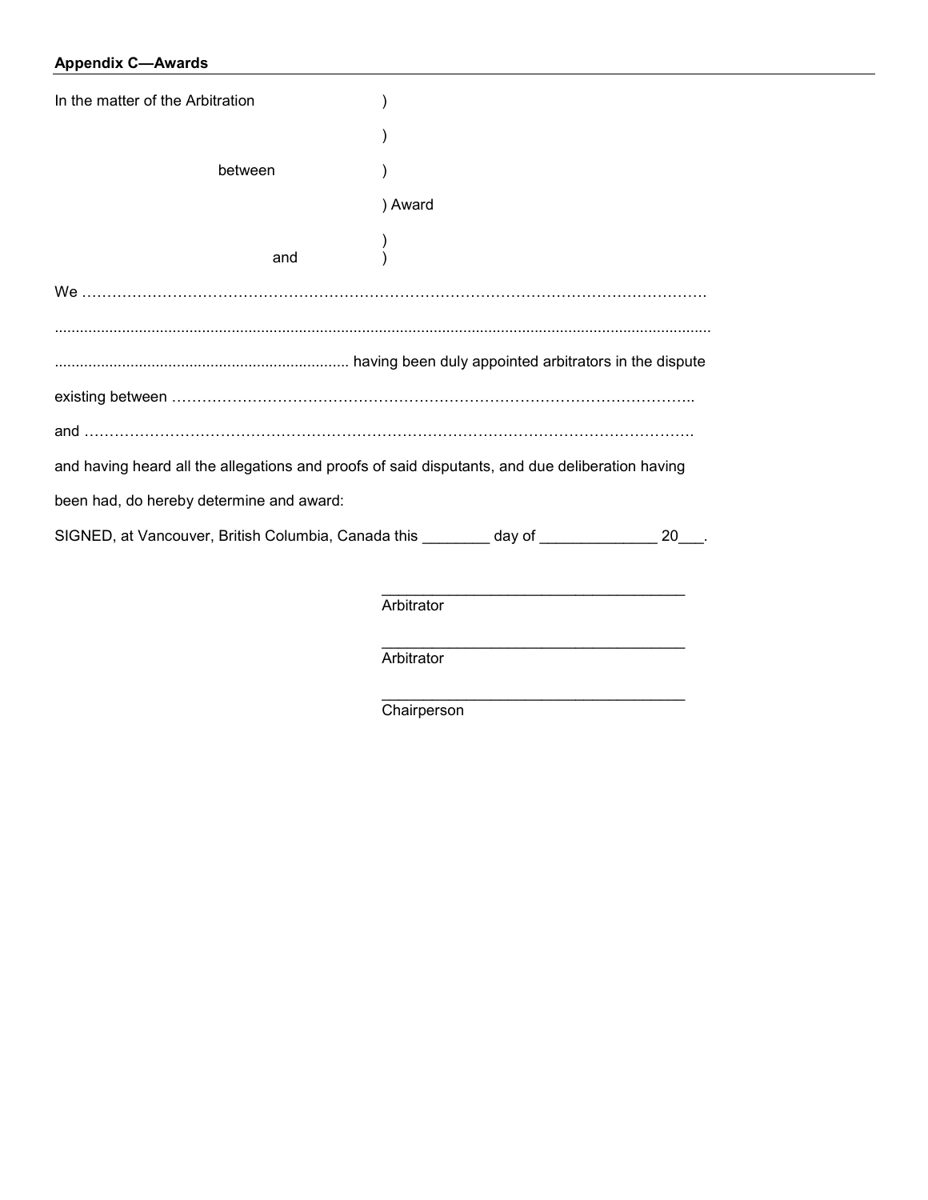**Appendix C—Awards**

In the matter of the Arbitration )

)

between )

) Award

)

and )

We ……………………………………………………………………………………………………….

..........................................................................................................................................................

..................................................................... having been duly appointed arbitrators in the dispute

existing between …………………………………………………………………………………………..

and ………………………………………………………………………………………………………….

and having heard all the allegations and proofs of said disputants, and due deliberation having been had, do hereby determine and award:

SIGNED, at Vancouver, British Columbia, Canada this ________ day of _____________ 20___.

____________________________________
Arbitrator

____________________________________
Arbitrator

____________________________________
Chairperson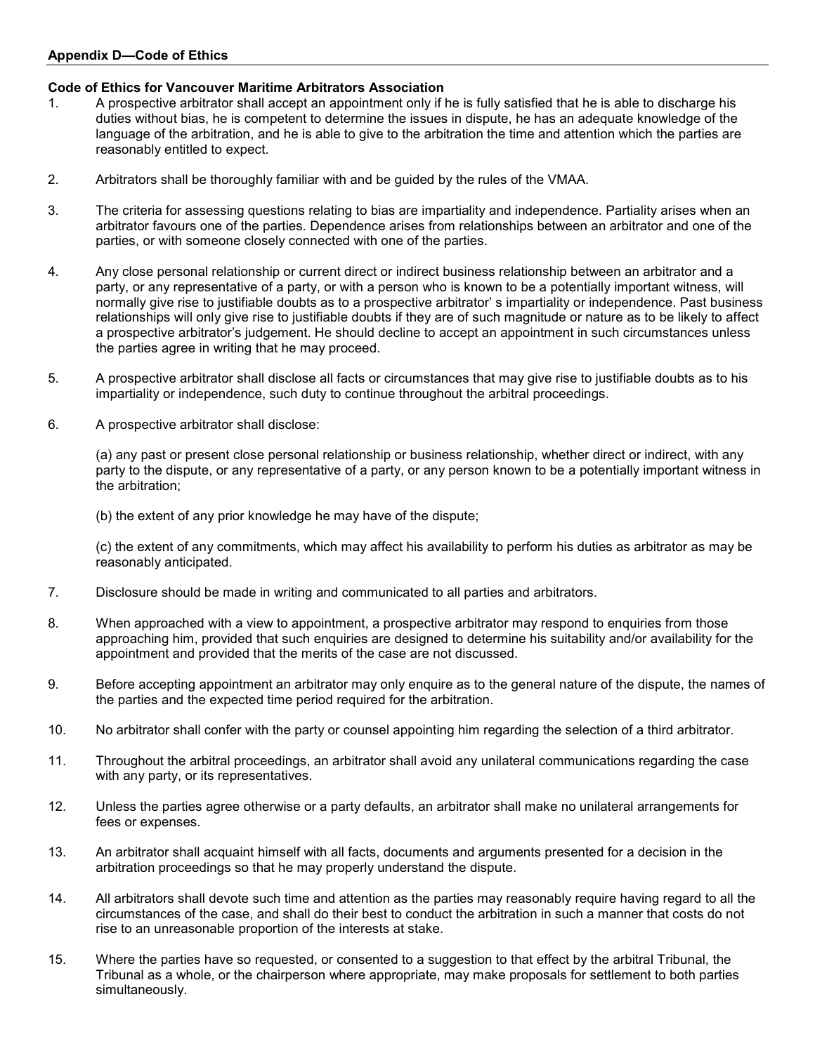**Appendix D—Code of Ethics**

**Code of Ethics for Vancouver Maritime Arbitrators Association**

1. A prospective arbitrator shall accept an appointment only if he is fully satisfied that he is able to discharge his duties without bias, he is competent to determine the issues in dispute, he has an adequate knowledge of the language of the arbitration, and he is able to give to the arbitration the time and attention which the parties are reasonably entitled to expect.

2. Arbitrators shall be thoroughly familiar with and be guided by the rules of the VMAA.

3. The criteria for assessing questions relating to bias are impartiality and independence. Partiality arises when an arbitrator favours one of the parties. Dependence arises from relationships between an arbitrator and one of the parties, or with someone closely connected with one of the parties.

4. Any close personal relationship or current direct or indirect business relationship between an arbitrator and a party, or any representative of a party, or with a person who is known to be a potentially important witness, will normally give rise to justifiable doubts as to a prospective arbitrator' s impartiality or independence. Past business relationships will only give rise to justifiable doubts if they are of such magnitude or nature as to be likely to affect a prospective arbitrator's judgement. He should decline to accept an appointment in such circumstances unless the parties agree in writing that he may proceed.

5. A prospective arbitrator shall disclose all facts or circumstances that may give rise to justifiable doubts as to his impartiality or independence, such duty to continue throughout the arbitral proceedings.

6. A prospective arbitrator shall disclose:

   (a) any past or present close personal relationship or business relationship, whether direct or indirect, with any party to the dispute, or any representative of a party, or any person known to be a potentially important witness in the arbitration;

   (b) the extent of any prior knowledge he may have of the dispute;

   (c) the extent of any commitments, which may affect his availability to perform his duties as arbitrator as may be reasonably anticipated.

7. Disclosure should be made in writing and communicated to all parties and arbitrators.

8. When approached with a view to appointment, a prospective arbitrator may respond to enquiries from those approaching him, provided that such enquiries are designed to determine his suitability and/or availability for the appointment and provided that the merits of the case are not discussed.

9. Before accepting appointment an arbitrator may only enquire as to the general nature of the dispute, the names of the parties and the expected time period required for the arbitration.

10. No arbitrator shall confer with the party or counsel appointing him regarding the selection of a third arbitrator.

11. Throughout the arbitral proceedings, an arbitrator shall avoid any unilateral communications regarding the case with any party, or its representatives.

12. Unless the parties agree otherwise or a party defaults, an arbitrator shall make no unilateral arrangements for fees or expenses.

13. An arbitrator shall acquaint himself with all facts, documents and arguments presented for a decision in the arbitration proceedings so that he may properly understand the dispute.

14. All arbitrators shall devote such time and attention as the parties may reasonably require having regard to all the circumstances of the case, and shall do their best to conduct the arbitration in such a manner that costs do not rise to an unreasonable proportion of the interests at stake.

15. Where the parties have so requested, or consented to a suggestion to that effect by the arbitral Tribunal, the Tribunal as a whole, or the chairperson where appropriate, may make proposals for settlement to both parties simultaneously.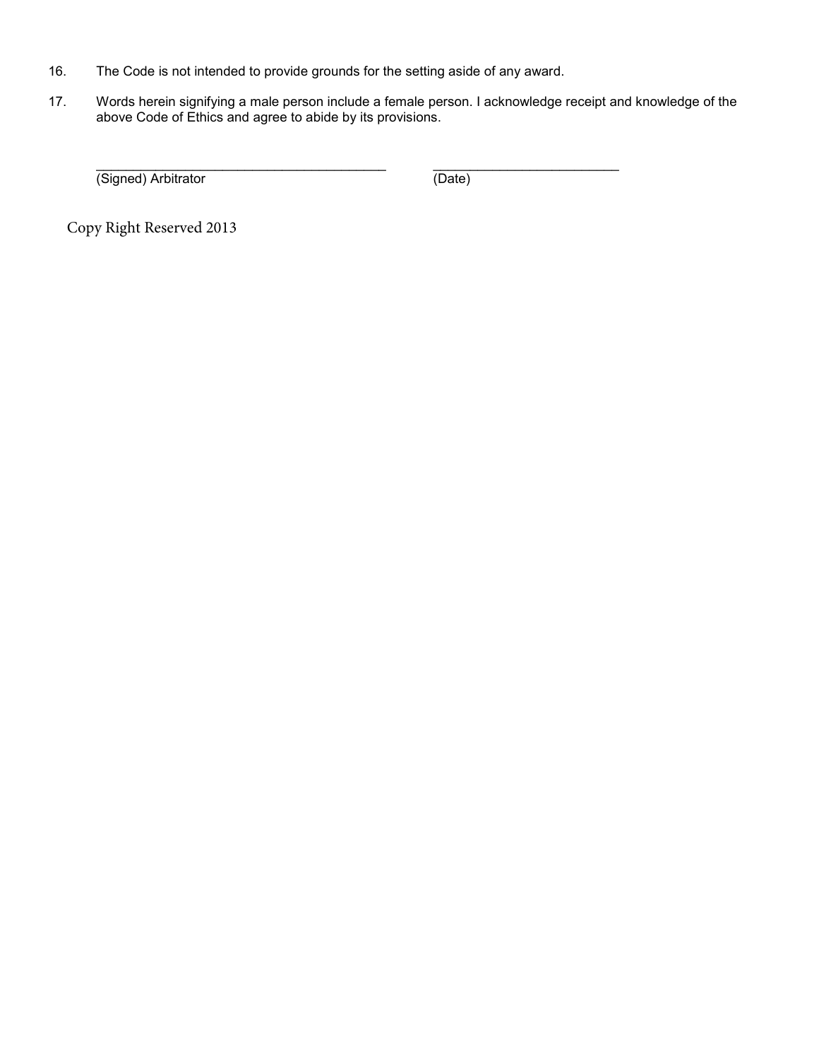16. The Code is not intended to provide grounds for the setting aside of any award.

17. Words herein signifying a male person include a female person. I acknowledge receipt and knowledge of the above Code of Ethics and agree to abide by its provisions.

\_\_\_\_\_\_\_\_\_\_\_\_\_\_\_\_\_\_\_\_\_\_\_\_\_\_\_\_\_\_\_\_\_\_\_\_\_\_\_\_ \_\_\_\_\_\_\_\_\_\_\_\_\_\_\_\_\_\_\_\_\_\_\_\_\_\_

(Signed) Arbitrator (Date)

Copy Right Reserved 2013